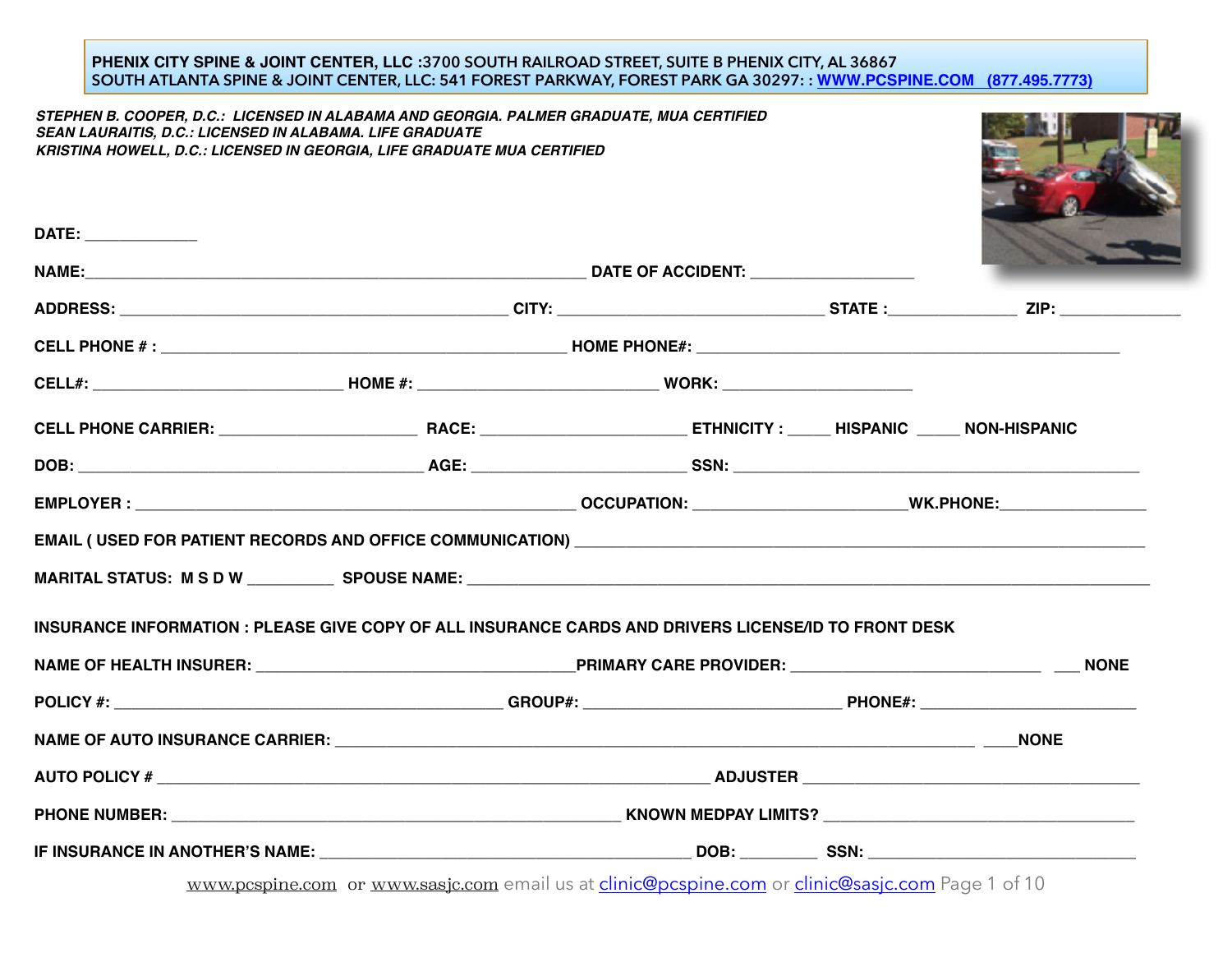**PHENIX CITY SPINE & JOINT CENTER, LLC :3700 SOUTH RAILROAD STREET, SUITE B PHENIX CITY, AL 36867**
**SOUTH ATLANTA SPINE & JOINT CENTER, LLC: 541 FOREST PARKWAY, FOREST PARK GA 30297: : WWW.PCSPINE.COM (877.495.7773)**

***STEPHEN B. COOPER, D.C.: LICENSED IN ALABAMA AND GEORGIA. PALMER GRADUATE, MUA CERTIFIED***
***SEAN LAURAITIS, D.C.: LICENSED IN ALABAMA. LIFE GRADUATE***
***KRISTINA HOWELL, D.C.: LICENSED IN GEORGIA, LIFE GRADUATE MUA CERTIFIED***

**DATE:** _____________

**NAME:**___________________________________________________________ **DATE OF ACCIDENT:** ___________________

**ADDRESS:** ______________________________________________ **CITY:** ________________________________ **STATE :**______________ **ZIP:** ______________

**CELL PHONE # :** ________________________________________________ **HOME PHONE#:** _________________________________________________

**CELL#:** _____________________________ **HOME #:** ____________________________ **WORK:** ______________________

**CELL PHONE CARRIER:** _______________________ **RACE:** ________________________ **ETHNICITY :** _____ **HISPANIC** _____ **NON-HISPANIC**

**DOB:** _________________________________________ **AGE:** _________________________ **SSN:** _______________________________________________

**EMPLOYER :** ____________________________________________________ **OCCUPATION:** _________________________**WK.PHONE:**_________________

**EMAIL ( USED FOR PATIENT RECORDS AND OFFICE COMMUNICATION)** ____________________________________________________________________

**MARITAL STATUS: M S D W** __________ **SPOUSE NAME:** _________________________________________________________________________________

**INSURANCE INFORMATION : PLEASE GIVE COPY OF ALL INSURANCE CARDS AND DRIVERS LICENSE/ID TO FRONT DESK**

**NAME OF HEALTH INSURER:** _______________________________________**PRIMARY CARE PROVIDER:** ______________________________ ___ **NONE**

**POLICY #:** ______________________________________________ **GROUP#:** ______________________________ **PHONE#:** ________________________

**NAME OF AUTO INSURANCE CARRIER:** _____________________________________________________________________________ ____**NONE**

**AUTO POLICY #** _________________________________________________________________ **ADJUSTER** ________________________________________

**PHONE NUMBER:** ____________________________________________________ **KNOWN MEDPAY LIMITS?** ____________________________________

**IF INSURANCE IN ANOTHER'S NAME:** ___________________________________________ **DOB:** _________ **SSN:** _______________________________

www.pcspine.com or www.sasjc.com email us at clinic@pcspine.com or clinic@sasjc.com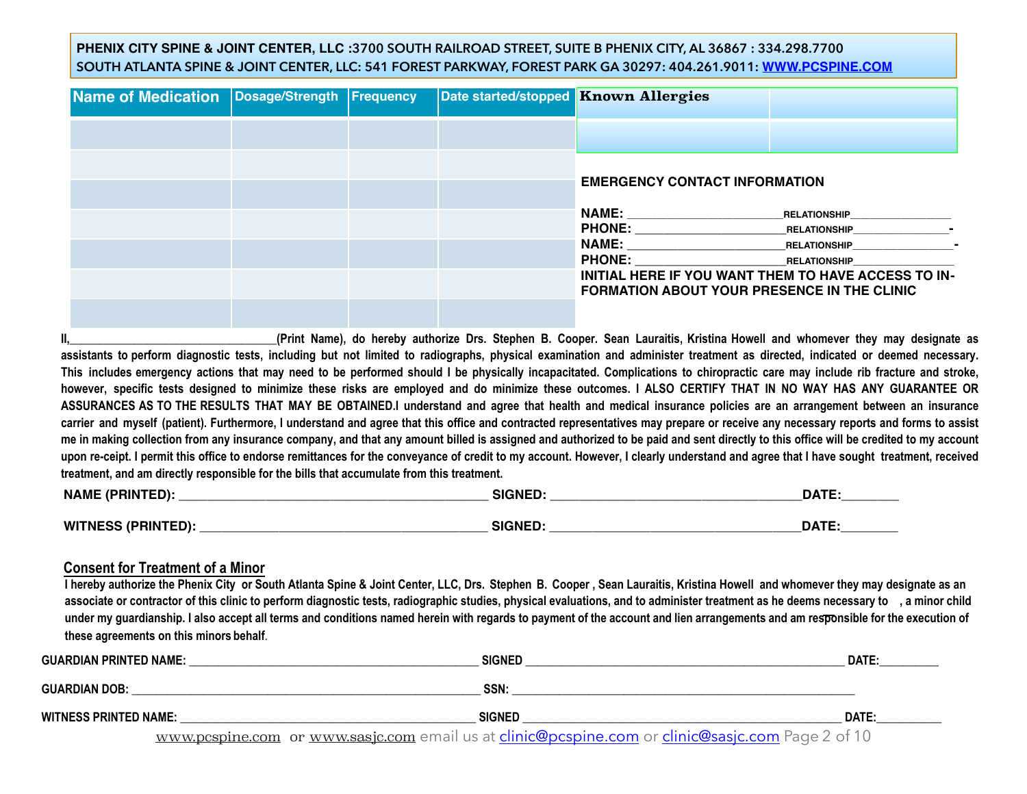**PHENIX CITY SPINE & JOINT CENTER, LLC :3700 SOUTH RAILROAD STREET, SUITE B PHENIX CITY, AL 36867 : 334.298.7700**
**SOUTH ATLANTA SPINE & JOINT CENTER, LLC: 541 FOREST PARKWAY, FOREST PARK GA 30297: 404.261.9011: WWW.PCSPINE.COM**

| Name of Medication | Dosage/Strength | Frequency | Date started/stopped |
|---|---|---|---|
| | | | |
| | | | |
| | | | |
| | | | |
| | | | |
| | | | |
| | | | |

| Known Allergies | |
|---|---|
| | |

**EMERGENCY CONTACT INFORMATION**

**NAME:** ______________________ RELATIONSHIP________________
**PHONE:** ______________________ RELATIONSHIP________________-
**NAME:** ______________________ RELATIONSHIP________________-
**PHONE:** ______________________ RELATIONSHIP________________

**INITIAL HERE IF YOU WANT THEM TO HAVE ACCESS TO INFORMATION ABOUT YOUR PRESENCE IN THE CLINIC**

**II,________________________________(Print Name), do hereby authorize Drs. Stephen B. Cooper. Sean Lauraitis, Kristina Howell and whomever they may designate as assistants to perform diagnostic tests, including but not limited to radiographs, physical examination and administer treatment as directed, indicated or deemed necessary. This includes emergency actions that may need to be performed should I be physically incapacitated. Complications to chiropractic care may include rib fracture and stroke, however, specific tests designed to minimize these risks are employed and do minimize these outcomes. I ALSO CERTIFY THAT IN NO WAY HAS ANY GUARANTEE OR ASSURANCES AS TO THE RESULTS THAT MAY BE OBTAINED.I understand and agree that health and medical insurance policies are an arrangement between an insurance carrier and myself (patient). Furthermore, I understand and agree that this office and contracted representatives may prepare or receive any necessary reports and forms to assist me in making collection from any insurance company, and that any amount billed is assigned and authorized to be paid and sent directly to this office will be credited to my account upon re-ceipt. I permit this office to endorse remittances for the conveyance of credit to my account. However, I clearly understand and agree that I have sought treatment, received treatment, and am directly responsible for the bills that accumulate from this treatment.**

**NAME (PRINTED):** ________________________________ **SIGNED:** ________________________________ **DATE:**_______

**WITNESS (PRINTED):** ________________________________ **SIGNED:** ________________________________ **DATE:**_______

## Consent for Treatment of a Minor

**I hereby authorize the Phenix City or South Atlanta Spine & Joint Center, LLC, Drs. Stephen B. Cooper , Sean Lauraitis, Kristina Howell and whomever they may designate as an associate or contractor of this clinic to perform diagnostic tests, radiographic studies, physical evaluations, and to administer treatment as he deems necessary to , a minor child under my guardianship. I also accept all terms and conditions named herein with regards to payment of the account and lien arrangements and am responsible for the execution of these agreements on this minors behalf.**

**GUARDIAN PRINTED NAME:** ________________________________ **SIGNED** ________________________________ **DATE:**_________

**GUARDIAN DOB:** ________________________________ **SSN:** ________________________________

**WITNESS PRINTED NAME:** ________________________________ **SIGNED** ________________________________ **DATE:**__________

www.pcspine.com or www.sasjc.com email us at clinic@pcspine.com or clinic@sasjc.com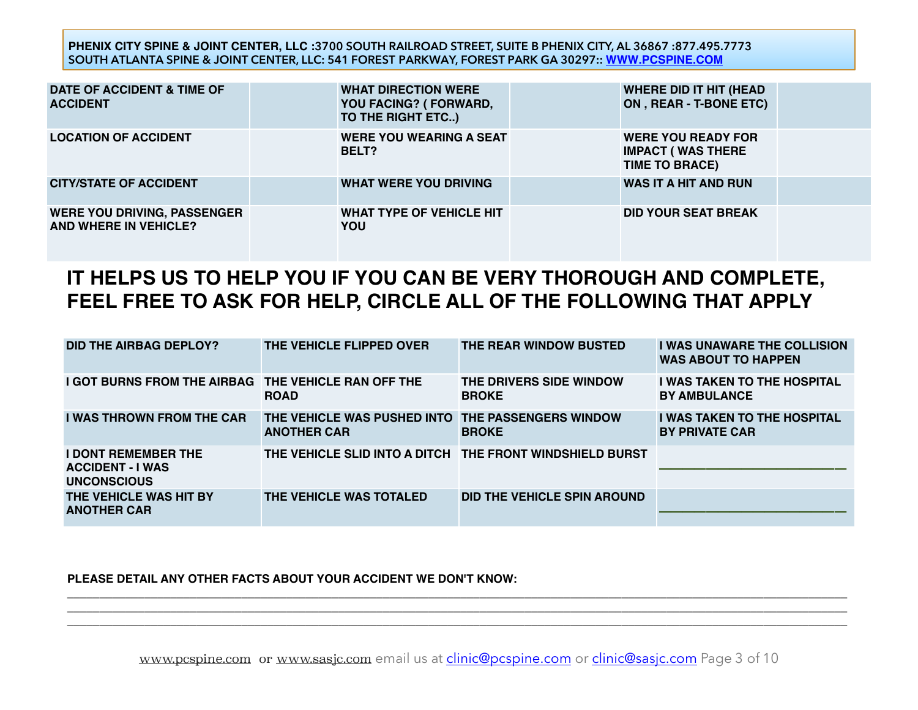PHENIX CITY SPINE & JOINT CENTER, LLC :3700 SOUTH RAILROAD STREET, SUITE B PHENIX CITY, AL 36867 :877.495.7773
SOUTH ATLANTA SPINE & JOINT CENTER, LLC: 541 FOREST PARKWAY, FOREST PARK GA 30297:: WWW.PCSPINE.COM

| | | | | | |
|---|---|---|---|---|---|
| **DATE OF ACCIDENT & TIME OF ACCIDENT** | | **WHAT DIRECTION WERE YOU FACING? ( FORWARD, TO THE RIGHT ETC..)** | | **WHERE DID IT HIT (HEAD ON , REAR - T-BONE ETC)** | |
| **LOCATION OF ACCIDENT** | | **WERE YOU WEARING A SEAT BELT?** | | **WERE YOU READY FOR IMPACT ( WAS THERE TIME TO BRACE)** | |
| **CITY/STATE OF ACCIDENT** | | **WHAT WERE YOU DRIVING** | | **WAS IT A HIT AND RUN** | |
| **WERE YOU DRIVING, PASSENGER AND WHERE IN VEHICLE?** | | **WHAT TYPE OF VEHICLE HIT YOU** | | **DID YOUR SEAT BREAK** | |

## IT HELPS US TO HELP YOU IF YOU CAN BE VERY THOROUGH AND COMPLETE, FEEL FREE TO ASK FOR HELP, CIRCLE ALL OF THE FOLLOWING THAT APPLY

| | | | |
|---|---|---|---|
| **DID THE AIRBAG DEPLOY?** | **THE VEHICLE FLIPPED OVER** | **THE REAR WINDOW BUSTED** | **I WAS UNAWARE THE COLLISION WAS ABOUT TO HAPPEN** |
| **I GOT BURNS FROM THE AIRBAG** | **THE VEHICLE RAN OFF THE ROAD** | **THE DRIVERS SIDE WINDOW BROKE** | **I WAS TAKEN TO THE HOSPITAL BY AMBULANCE** |
| **I WAS THROWN FROM THE CAR** | **THE VEHICLE WAS PUSHED INTO ANOTHER CAR** | **THE PASSENGERS WINDOW BROKE** | **I WAS TAKEN TO THE HOSPITAL BY PRIVATE CAR** |
| **I DONT REMEMBER THE ACCIDENT - I WAS UNCONSCIOUS** | **THE VEHICLE SLID INTO A DITCH** | **THE FRONT WINDSHIELD BURST** | ______________________ |
| **THE VEHICLE WAS HIT BY ANOTHER CAR** | **THE VEHICLE WAS TOTALED** | **DID THE VEHICLE SPIN AROUND** | ______________________ |

**PLEASE DETAIL ANY OTHER FACTS ABOUT YOUR ACCIDENT WE DON'T KNOW:**

________________________________________________________________________________
________________________________________________________________________________
________________________________________________________________________________

www.pcspine.com or www.sasjc.com email us at clinic@pcspine.com or clinic@sasjc.com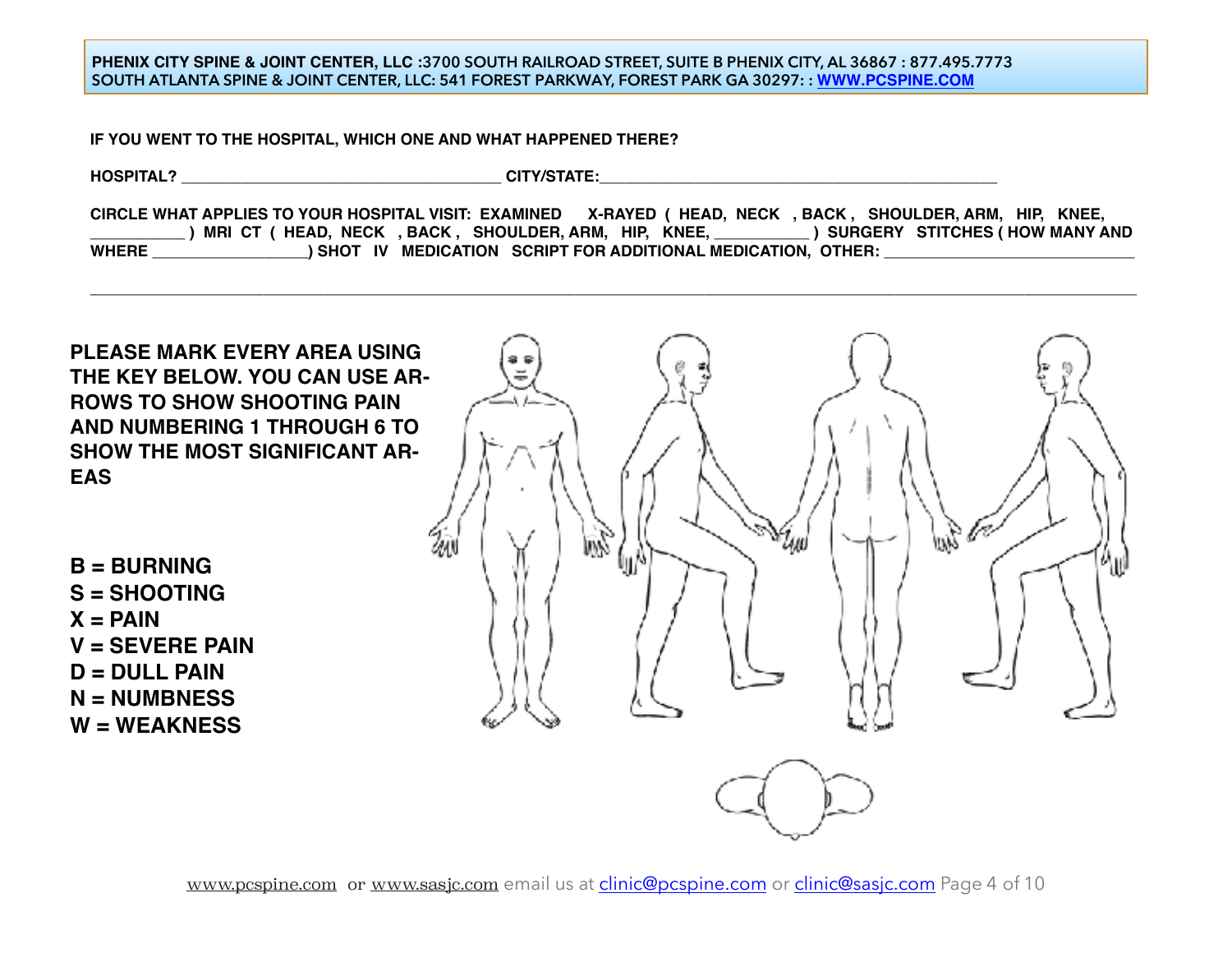**PHENIX CITY SPINE & JOINT CENTER, LLC :3700 SOUTH RAILROAD STREET, SUITE B PHENIX CITY, AL 36867 : 877.495.7773**
**SOUTH ATLANTA SPINE & JOINT CENTER, LLC: 541 FOREST PARKWAY, FOREST PARK GA 30297: : WWW.PCSPINE.COM**

**IF YOU WENT TO THE HOSPITAL, WHICH ONE AND WHAT HAPPENED THERE?**

**HOSPITAL? ______________________________________ CITY/STATE:_______________________________________________**

**CIRCLE WHAT APPLIES TO YOUR HOSPITAL VISIT: EXAMINED X-RAYED ( HEAD, NECK , BACK , SHOULDER, ARM, HIP, KNEE, ___________ ) MRI CT ( HEAD, NECK , BACK , SHOULDER, ARM, HIP, KNEE, ___________ ) SURGERY STITCHES ( HOW MANY AND WHERE __________________) SHOT IV MEDICATION SCRIPT FOR ADDITIONAL MEDICATION, OTHER: ______________________________**

___________________________________________________________________________________________________________

**PLEASE MARK EVERY AREA USING THE KEY BELOW. YOU CAN USE ARROWS TO SHOW SHOOTING PAIN AND NUMBERING 1 THROUGH 6 TO SHOW THE MOST SIGNIFICANT AREAS**

**B = BURNING**
**S = SHOOTING**
**X = PAIN**
**V = SEVERE PAIN**
**D = DULL PAIN**
**N = NUMBNESS**
**W = WEAKNESS**

www.pcspine.com or www.sasjc.com email us at clinic@pcspine.com or clinic@sasjc.com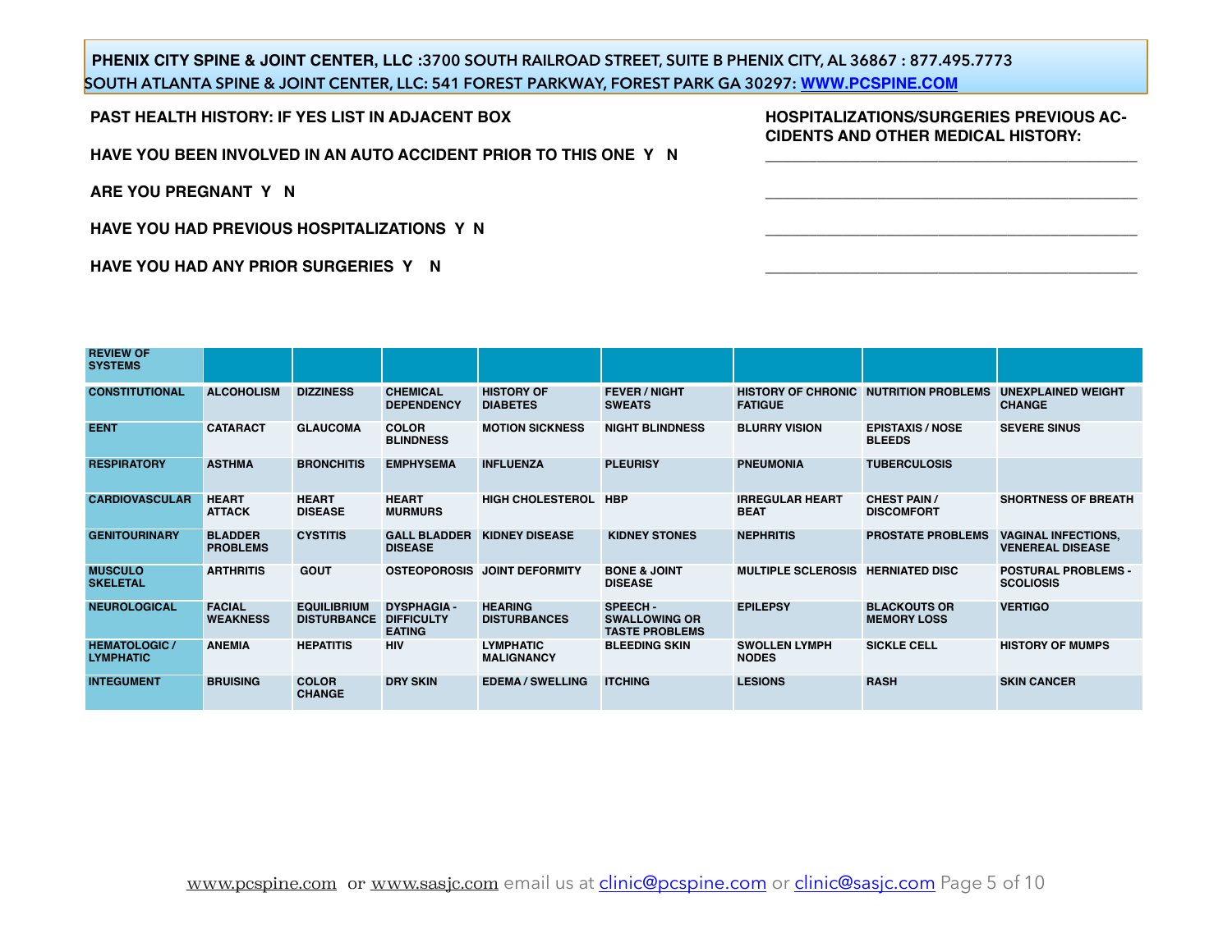**PHENIX CITY SPINE & JOINT CENTER, LLC :3700 SOUTH RAILROAD STREET, SUITE B PHENIX CITY, AL 36867 : 877.495.7773**
**SOUTH ATLANTA SPINE & JOINT CENTER, LLC: 541 FOREST PARKWAY, FOREST PARK GA 30297: [WWW.PCSPINE.COM](http://WWW.PCSPINE.COM)**

**PAST HEALTH HISTORY: IF YES LIST IN ADJACENT BOX**

**HAVE YOU BEEN INVOLVED IN AN AUTO ACCIDENT PRIOR TO THIS ONE Y N**

**ARE YOU PREGNANT Y N**

**HAVE YOU HAD PREVIOUS HOSPITALIZATIONS Y N**

**HAVE YOU HAD ANY PRIOR SURGERIES Y N**

**HOSPITALIZATIONS/SURGERIES PREVIOUS ACCIDENTS AND OTHER MEDICAL HISTORY:**

_____________________________________________

_____________________________________________

_____________________________________________

_____________________________________________

| REVIEW OF SYSTEMS | | | | | | | | |
|---|---|---|---|---|---|---|---|---|
| CONSTITUTIONAL | ALCOHOLISM | DIZZINESS | CHEMICAL DEPENDENCY | HISTORY OF DIABETES | FEVER / NIGHT SWEATS | HISTORY OF CHRONIC FATIGUE | NUTRITION PROBLEMS | UNEXPLAINED WEIGHT CHANGE |
| EENT | CATARACT | GLAUCOMA | COLOR BLINDNESS | MOTION SICKNESS | NIGHT BLINDNESS | BLURRY VISION | EPISTAXIS / NOSE BLEEDS | SEVERE SINUS |
| RESPIRATORY | ASTHMA | BRONCHITIS | EMPHYSEMA | INFLUENZA | PLEURISY | PNEUMONIA | TUBERCULOSIS | |
| CARDIOVASCULAR | HEART ATTACK | HEART DISEASE | HEART MURMURS | HIGH CHOLESTEROL | HBP | IRREGULAR HEART BEAT | CHEST PAIN / DISCOMFORT | SHORTNESS OF BREATH |
| GENITOURINARY | BLADDER PROBLEMS | CYSTITIS | GALL BLADDER DISEASE | KIDNEY DISEASE | KIDNEY STONES | NEPHRITIS | PROSTATE PROBLEMS | VAGINAL INFECTIONS, VENEREAL DISEASE |
| MUSCULO SKELETAL | ARTHRITIS | GOUT | OSTEOPOROSIS | JOINT DEFORMITY | BONE & JOINT DISEASE | MULTIPLE SCLEROSIS | HERNIATED DISC | POSTURAL PROBLEMS - SCOLIOSIS |
| NEUROLOGICAL | FACIAL WEAKNESS | EQUILIBRIUM DISTURBANCE | DYSPHAGIA - DIFFICULTY EATING | HEARING DISTURBANCES | SPEECH - SWALLOWING OR TASTE PROBLEMS | EPILEPSY | BLACKOUTS OR MEMORY LOSS | VERTIGO |
| HEMATOLOGIC / LYMPHATIC | ANEMIA | HEPATITIS | HIV | LYMPHATIC MALIGNANCY | BLEEDING SKIN | SWOLLEN LYMPH NODES | SICKLE CELL | HISTORY OF MUMPS |
| INTEGUMENT | BRUISING | COLOR CHANGE | DRY SKIN | EDEMA / SWELLING | ITCHING | LESIONS | RASH | SKIN CANCER |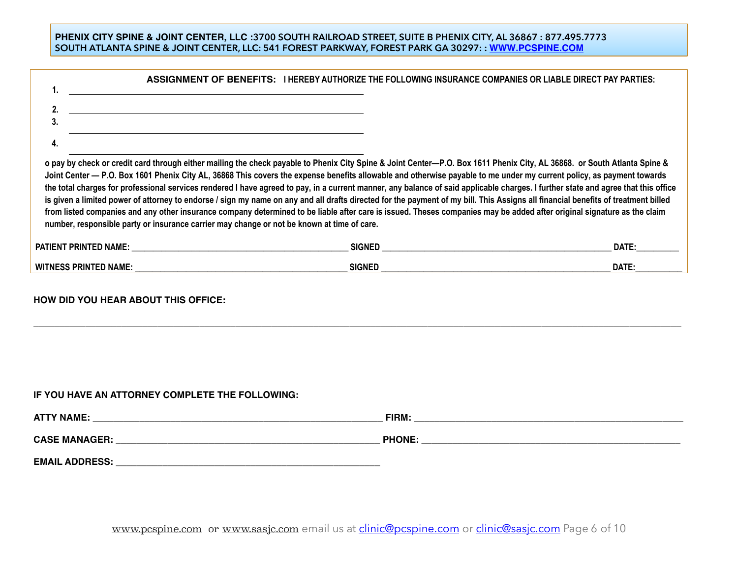**PHENIX CITY SPINE & JOINT CENTER, LLC :3700 SOUTH RAILROAD STREET, SUITE B PHENIX CITY, AL 36867 : 877.495.7773**
**SOUTH ATLANTA SPINE & JOINT CENTER, LLC: 541 FOREST PARKWAY, FOREST PARK GA 30297: : WWW.PCSPINE.COM**

**ASSIGNMENT OF BENEFITS:** I HEREBY AUTHORIZE THE FOLLOWING INSURANCE COMPANIES OR LIABLE DIRECT PAY PARTIES:

1. ______________________________________________
2. ______________________________________________
3. ______________________________________________
4. ______________________________________________

o pay by check or credit card through either mailing the check payable to Phenix City Spine & Joint Center—P.O. Box 1611 Phenix City, AL 36868. or South Atlanta Spine & Joint Center — P.O. Box 1601 Phenix City AL, 36868 This covers the expense benefits allowable and otherwise payable to me under my current policy, as payment towards the total charges for professional services rendered I have agreed to pay, in a current manner, any balance of said applicable charges. I further state and agree that this office is given a limited power of attorney to endorse / sign my name on any and all drafts directed for the payment of my bill. This Assigns all financial benefits of treatment billed from listed companies and any other insurance company determined to be liable after care is issued. Theses companies may be added after original signature as the claim number, responsible party or insurance carrier may change or not be known at time of care.

PATIENT PRINTED NAME: ______________________ SIGNED ______________________ DATE:_________

WITNESS PRINTED NAME: ______________________ SIGNED ______________________ DATE:__________

**HOW DID YOU HEAR ABOUT THIS OFFICE:**

______________________________________________________________________________

**IF YOU HAVE AN ATTORNEY COMPLETE THE FOLLOWING:**

ATTY NAME: ______________________________ FIRM: ______________________________

CASE MANAGER: ______________________________ PHONE: ______________________________

EMAIL ADDRESS: ______________________________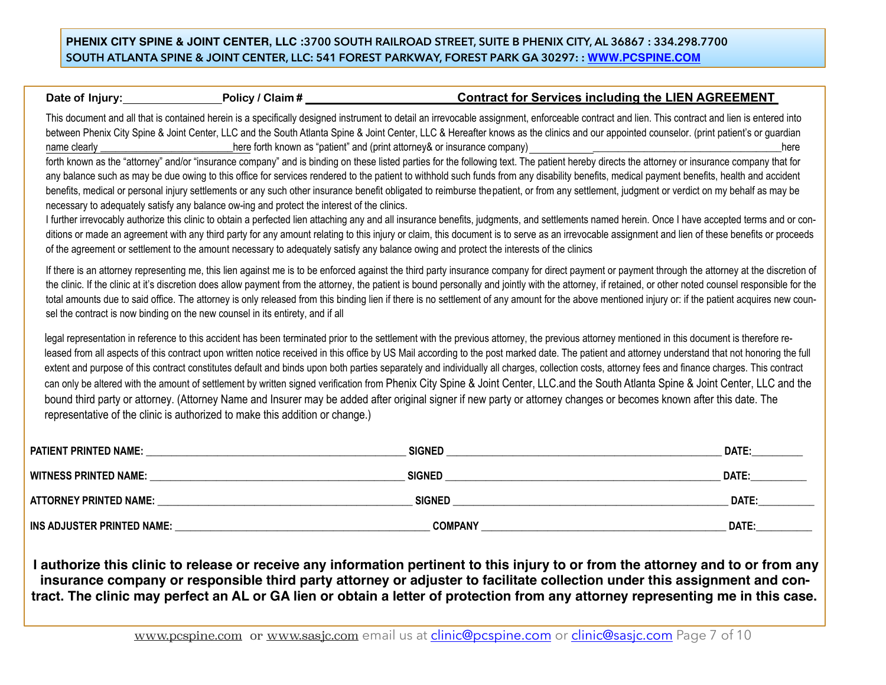**PHENIX CITY SPINE & JOINT CENTER, LLC :3700 SOUTH RAILROAD STREET, SUITE B PHENIX CITY, AL 36867 : 334.298.7700**
**SOUTH ATLANTA SPINE & JOINT CENTER, LLC: 541 FOREST PARKWAY, FOREST PARK GA 30297: : WWW.PCSPINE.COM**

**Date of Injury:**________________ **Policy / Claim #** ______________________ **Contract for Services including the LIEN AGREEMENT**

This document and all that is contained herein is a specifically designed instrument to detail an irrevocable assignment, enforceable contract and lien. This contract and lien is entered into between Phenix City Spine & Joint Center, LLC and the South Atlanta Spine & Joint Center, LLC & Hereafter knows as the clinics and our appointed counselor. (print patient's or guardian name clearly ________________________here forth known as "patient" and (print attorney& or insurance company)____________________________________________here forth known as the "attorney" and/or "insurance company" and is binding on these listed parties for the following text. The patient hereby directs the attorney or insurance company that for any balance such as may be due owing to this office for services rendered to the patient to withhold such funds from any disability benefits, medical payment benefits, health and accident benefits, medical or personal injury settlements or any such other insurance benefit obligated to reimburse the patient, or from any settlement, judgment or verdict on my behalf as may be necessary to adequately satisfy any balance ow-ing and protect the interest of the clinics.

I further irrevocably authorize this clinic to obtain a perfected lien attaching any and all insurance benefits, judgments, and settlements named herein. Once I have accepted terms and or con-ditions or made an agreement with any third party for any amount relating to this injury or claim, this document is to serve as an irrevocable assignment and lien of these benefits or proceeds of the agreement or settlement to the amount necessary to adequately satisfy any balance owing and protect the interests of the clinics

If there is an attorney representing me, this lien against me is to be enforced against the third party insurance company for direct payment or payment through the attorney at the discretion of the clinic. If the clinic at it's discretion does allow payment from the attorney, the patient is bound personally and jointly with the attorney, if retained, or other noted counsel responsible for the total amounts due to said office. The attorney is only released from this binding lien if there is no settlement of any amount for the above mentioned injury or: if the patient acquires new coun-sel the contract is now binding on the new counsel in its entirety, and if all

legal representation in reference to this accident has been terminated prior to the settlement with the previous attorney, the previous attorney mentioned in this document is therefore re-leased from all aspects of this contract upon written notice received in this office by US Mail according to the post marked date. The patient and attorney understand that not honoring the full extent and purpose of this contract constitutes default and binds upon both parties separately and individually all charges, collection costs, attorney fees and finance charges. This contract can only be altered with the amount of settlement by written signed verification from Phenix City Spine & Joint Center, LLC.and the South Atlanta Spine & Joint Center, LLC and the bound third party or attorney. (Attorney Name and Insurer may be added after original signer if new party or attorney changes or becomes known after this date. The representative of the clinic is authorized to make this addition or change.)

**PATIENT PRINTED NAME:** ______________________________ **SIGNED** ______________________________ **DATE:**__________

**WITNESS PRINTED NAME:** ______________________________ **SIGNED** ______________________________ **DATE:**__________

**ATTORNEY PRINTED NAME:** ______________________________ **SIGNED** ______________________________ **DATE:**__________

**INS ADJUSTER PRINTED NAME:** ______________________________ **COMPANY** ______________________________ **DATE:**__________

**I authorize this clinic to release or receive any information pertinent to this injury to or from the attorney and to or from any insurance company or responsible third party attorney or adjuster to facilitate collection under this assignment and con-tract. The clinic may perfect an AL or GA lien or obtain a letter of protection from any attorney representing me in this case.**

www.pcspine.com or www.sasjc.com email us at clinic@pcspine.com or clinic@sasjc.com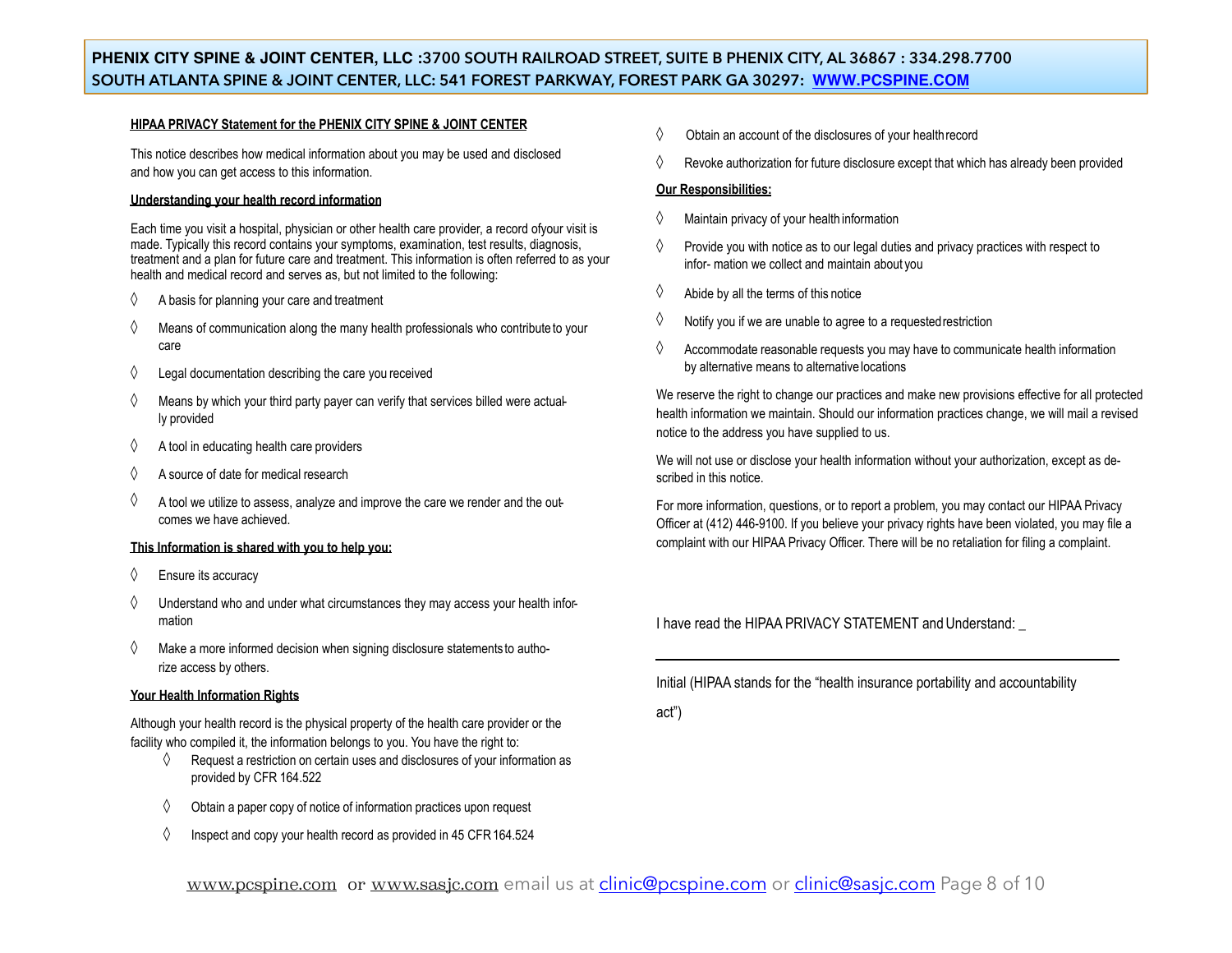**PHENIX CITY SPINE & JOINT CENTER, LLC :3700 SOUTH RAILROAD STREET, SUITE B PHENIX CITY, AL 36867 : 334.298.7700**
**SOUTH ATLANTA SPINE & JOINT CENTER, LLC: 541 FOREST PARKWAY, FOREST PARK GA 30297: WWW.PCSPINE.COM**

## HIPAA PRIVACY Statement for the PHENIX CITY SPINE & JOINT CENTER

This notice describes how medical information about you may be used and disclosed and how you can get access to this information.

### Understanding your health record information

Each time you visit a hospital, physician or other health care provider, a record ofyour visit is made. Typically this record contains your symptoms, examination, test results, diagnosis, treatment and a plan for future care and treatment. This information is often referred to as your health and medical record and serves as, but not limited to the following:

- ◊ A basis for planning your care and treatment
- ◊ Means of communication along the many health professionals who contribute to your care
- ◊ Legal documentation describing the care you received
- ◊ Means by which your third party payer can verify that services billed were actually provided
- ◊ A tool in educating health care providers
- ◊ A source of date for medical research
- ◊ A tool we utilize to assess, analyze and improve the care we render and the outcomes we have achieved.

### This Information is shared with you to help you:

- ◊ Ensure its accuracy
- ◊ Understand who and under what circumstances they may access your health information
- ◊ Make a more informed decision when signing disclosure statements to authorize access by others.

### Your Health Information Rights

Although your health record is the physical property of the health care provider or the facility who compiled it, the information belongs to you. You have the right to:

- ◊ Request a restriction on certain uses and disclosures of your information as provided by CFR 164.522
- ◊ Obtain a paper copy of notice of information practices upon request
- ◊ Inspect and copy your health record as provided in 45 CFR 164.524
- ◊ Obtain an account of the disclosures of your health record
- ◊ Revoke authorization for future disclosure except that which has already been provided

### Our Responsibilities:

- ◊ Maintain privacy of your health information
- ◊ Provide you with notice as to our legal duties and privacy practices with respect to infor- mation we collect and maintain about you
- ◊ Abide by all the terms of this notice
- ◊ Notify you if we are unable to agree to a requested restriction
- ◊ Accommodate reasonable requests you may have to communicate health information by alternative means to alternative locations

We reserve the right to change our practices and make new provisions effective for all protected health information we maintain. Should our information practices change, we will mail a revised notice to the address you have supplied to us.

We will not use or disclose your health information without your authorization, except as described in this notice.

For more information, questions, or to report a problem, you may contact our HIPAA Privacy Officer at (412) 446-9100. If you believe your privacy rights have been violated, you may file a complaint with our HIPAA Privacy Officer. There will be no retaliation for filing a complaint.

I have read the HIPAA PRIVACY STATEMENT and Understand: _

______________________________________________

Initial (HIPAA stands for the "health insurance portability and accountability act")

www.pcspine.com or www.sasjc.com email us at clinic@pcspine.com or clinic@sasjc.com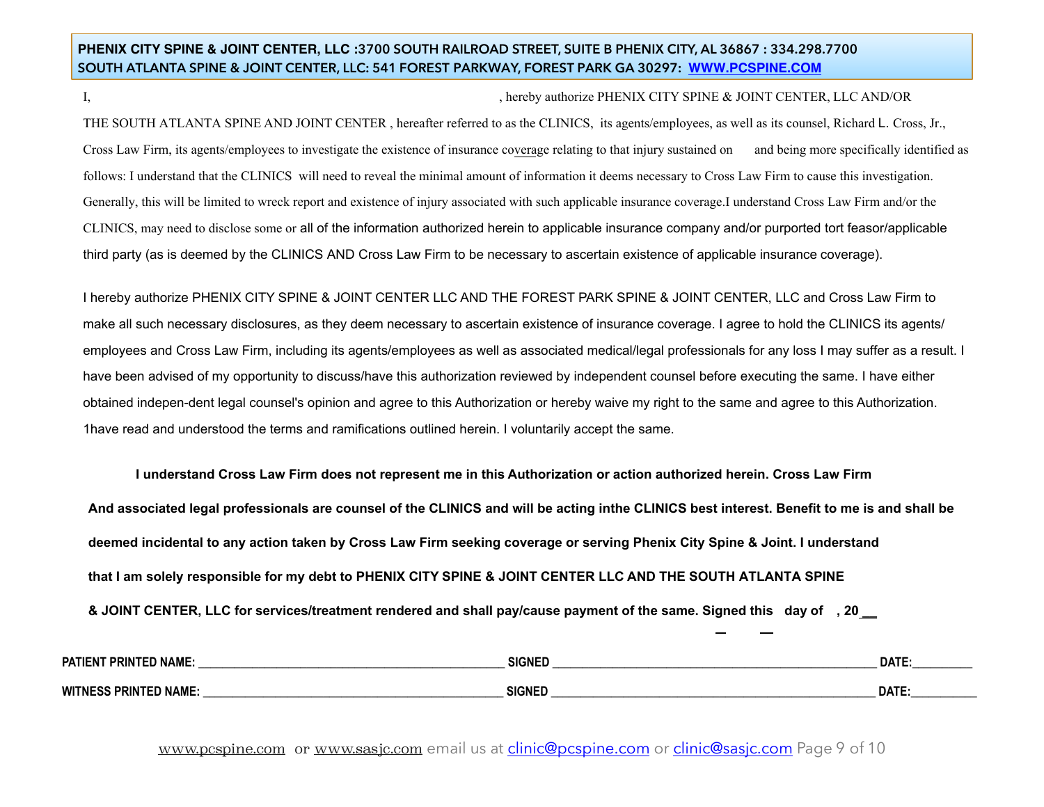**PHENIX CITY SPINE & JOINT CENTER, LLC :3700 SOUTH RAILROAD STREET, SUITE B PHENIX CITY, AL 36867 : 334.298.7700**
**SOUTH ATLANTA SPINE & JOINT CENTER, LLC: 541 FOREST PARKWAY, FOREST PARK GA 30297: WWW.PCSPINE.COM**

I, , hereby authorize PHENIX CITY SPINE & JOINT CENTER, LLC AND/OR THE SOUTH ATLANTA SPINE AND JOINT CENTER , hereafter referred to as the CLINICS, its agents/employees, as well as its counsel, Richard L. Cross, Jr., Cross Law Firm, its agents/employees to investigate the existence of insurance coverage relating to that injury sustained on and being more specifically identified as follows: I understand that the CLINICS will need to reveal the minimal amount of information it deems necessary to Cross Law Firm to cause this investigation. Generally, this will be limited to wreck report and existence of injury associated with such applicable insurance coverage.I understand Cross Law Firm and/or the CLINICS, may need to disclose some or all of the information authorized herein to applicable insurance company and/or purported tort feasor/applicable third party (as is deemed by the CLINICS AND Cross Law Firm to be necessary to ascertain existence of applicable insurance coverage).

I hereby authorize PHENIX CITY SPINE & JOINT CENTER LLC AND THE FOREST PARK SPINE & JOINT CENTER, LLC and Cross Law Firm to make all such necessary disclosures, as they deem necessary to ascertain existence of insurance coverage. I agree to hold the CLINICS its agents/ employees and Cross Law Firm, including its agents/employees as well as associated medical/legal professionals for any loss I may suffer as a result. I have been advised of my opportunity to discuss/have this authorization reviewed by independent counsel before executing the same. I have either obtained indepen-dent legal counsel's opinion and agree to this Authorization or hereby waive my right to the same and agree to this Authorization. 1have read and understood the terms and ramifications outlined herein. I voluntarily accept the same.

**I understand Cross Law Firm does not represent me in this Authorization or action authorized herein. Cross Law Firm And associated legal professionals are counsel of the CLINICS and will be acting inthe CLINICS best interest. Benefit to me is and shall be deemed incidental to any action taken by Cross Law Firm seeking coverage or serving Phenix City Spine & Joint. I understand that I am solely responsible for my debt to PHENIX CITY SPINE & JOINT CENTER LLC AND THE SOUTH ATLANTA SPINE & JOINT CENTER, LLC for services/treatment rendered and shall pay/cause payment of the same. Signed this day of , 20__**

**PATIENT PRINTED NAME:** ________________________________ **SIGNED** ________________________________ **DATE:**__________

**WITNESS PRINTED NAME:** ________________________________ **SIGNED** ________________________________ **DATE:**__________

www.pcspine.com or www.sasjc.com email us at clinic@pcspine.com or clinic@sasjc.com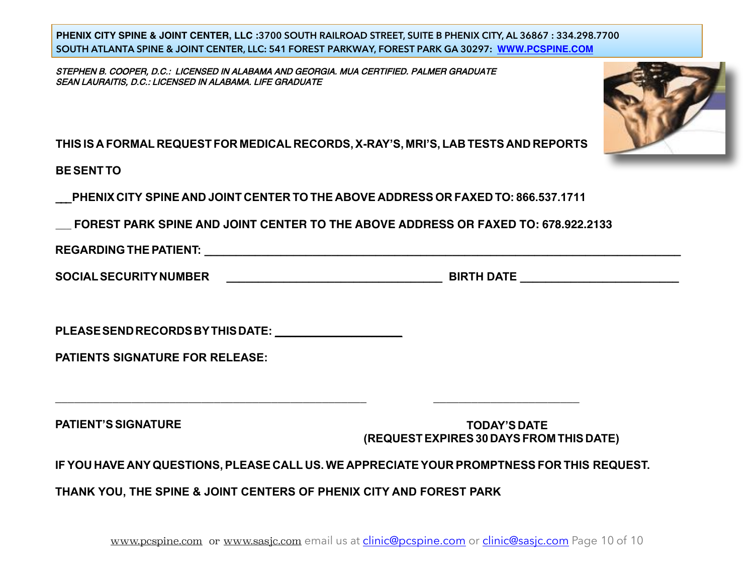**PHENIX CITY SPINE & JOINT CENTER, LLC :3700 SOUTH RAILROAD STREET, SUITE B PHENIX CITY, AL 36867 : 334.298.7700**
**SOUTH ATLANTA SPINE & JOINT CENTER, LLC: 541 FOREST PARKWAY, FOREST PARK GA 30297: [WWW.PCSPINE.COM](http://WWW.PCSPINE.COM)**

*STEPHEN B. COOPER, D.C.: LICENSED IN ALABAMA AND GEORGIA. MUA CERTIFIED. PALMER GRADUATE*
*SEAN LAURAITIS, D.C.: LICENSED IN ALABAMA. LIFE GRADUATE*

**THIS IS A FORMAL REQUEST FOR MEDICAL RECORDS, X-RAY'S, MRI'S, LAB TESTS AND REPORTS**

**BE SENT TO**

**___PHENIX CITY SPINE AND JOINT CENTER TO THE ABOVE ADDRESS OR FAXED TO: 866.537.1711**

**___ FOREST PARK SPINE AND JOINT CENTER TO THE ABOVE ADDRESS OR FAXED TO: 678.922.2133**

**REGARDING THE PATIENT:** ________________________________________________________________

**SOCIAL SECURITY NUMBER** ______________________________ **BIRTH DATE** ______________________

**PLEASE SEND RECORDS BY THIS DATE:** __________________

**PATIENTS SIGNATURE FOR RELEASE:**

____________________________________________ ______________________

**PATIENT'S SIGNATURE** **TODAY'S DATE**
**(REQUEST EXPIRES 30 DAYS FROM THIS DATE)**

**IF YOU HAVE ANY QUESTIONS, PLEASE CALL US. WE APPRECIATE YOUR PROMPTNESS FOR THIS REQUEST.**

**THANK YOU, THE SPINE & JOINT CENTERS OF PHENIX CITY AND FOREST PARK**

www.pcspine.com or www.sasjc.com email us at clinic@pcspine.com or clinic@sasjc.com